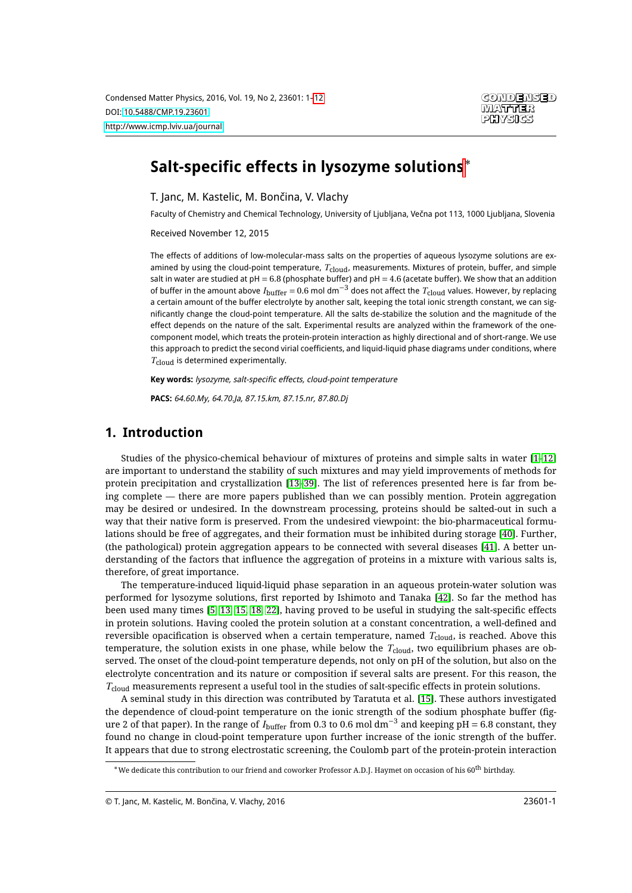# Salt-specific effects in lysozyme solutions*

T. Janc, M. Kastelic, M. Bončina, V. Vlachy

Faculty of Chemistry and Chemical Technology, University of Ljubljana, Večna pot 113, 1000 Ljubljana, Slovenia

Received November 12, 2015

The effects of additions of low-molecular-mass salts on the properties of aqueous lysozyme solutions are examined by using the cloud-point temperature, $T_{\text{cloud}}$, measurements. Mixtures of protein, buffer, and simple salt in water are studied at pH = 6.8 (phosphate buffer) and pH = 4.6 (acetate buffer). We show that an addition of buffer in the amount above $I_{\text{buffer}} = 0.6$ mol dm$^{-3}$ does not affect the $T_{\text{cloud}}$ values. However, by replacing a certain amount of the buffer electrolyte by another salt, keeping the total ionic strength constant, we can significantly change the cloud-point temperature. All the salts de-stabilize the solution and the magnitude of the effect depends on the nature of the salt. Experimental results are analyzed within the framework of the one-component model, which treats the protein-protein interaction as highly directional and of short-range. We use this approach to predict the second virial coefficients, and liquid-liquid phase diagrams under conditions, where $T_{\text{cloud}}$ is determined experimentally.

**Key words:** *lysozyme, salt-specific effects, cloud-point temperature*

**PACS:** *64.60.My, 64.70.Ja, 87.15.km, 87.15.nr, 87.80.Dj*

## 1. Introduction

Studies of the physico-chemical behaviour of mixtures of proteins and simple salts in water [1–12] are important to understand the stability of such mixtures and may yield improvements of methods for protein precipitation and crystallization [13–39]. The list of references presented here is far from being complete — there are more papers published than we can possibly mention. Protein aggregation may be desired or undesired. In the downstream processing, proteins should be salted-out in such a way that their native form is preserved. From the undesired viewpoint: the bio-pharmaceutical formulations should be free of aggregates, and their formation must be inhibited during storage [40]. Further, (the pathological) protein aggregation appears to be connected with several diseases [41]. A better understanding of the factors that influence the aggregation of proteins in a mixture with various salts is, therefore, of great importance.

The temperature-induced liquid-liquid phase separation in an aqueous protein-water solution was performed for lysozyme solutions, first reported by Ishimoto and Tanaka [42]. So far the method has been used many times [5, 13, 15, 18, 22], having proved to be useful in studying the salt-specific effects in protein solutions. Having cooled the protein solution at a constant concentration, a well-defined and reversible opacification is observed when a certain temperature, named $T_{\text{cloud}}$, is reached. Above this temperature, the solution exists in one phase, while below the $T_{\text{cloud}}$, two equilibrium phases are observed. The onset of the cloud-point temperature depends, not only on pH of the solution, but also on the electrolyte concentration and its nature or composition if several salts are present. For this reason, the $T_{\text{cloud}}$ measurements represent a useful tool in the studies of salt-specific effects in protein solutions.

A seminal study in this direction was contributed by Taratuta et al. [15]. These authors investigated the dependence of cloud-point temperature on the ionic strength of the sodium phosphate buffer (figure 2 of that paper). In the range of $I_{\text{buffer}}$ from 0.3 to 0.6 mol dm$^{-3}$ and keeping pH = 6.8 constant, they found no change in cloud-point temperature upon further increase of the ionic strength of the buffer. It appears that due to strong electrostatic screening, the Coulomb part of the protein-protein interaction

*We dedicate this contribution to our friend and coworker Professor A.D.J. Haymet on occasion of his 60th birthday.

© T. Janc, M. Kastelic, M. Bončina, V. Vlachy, 2016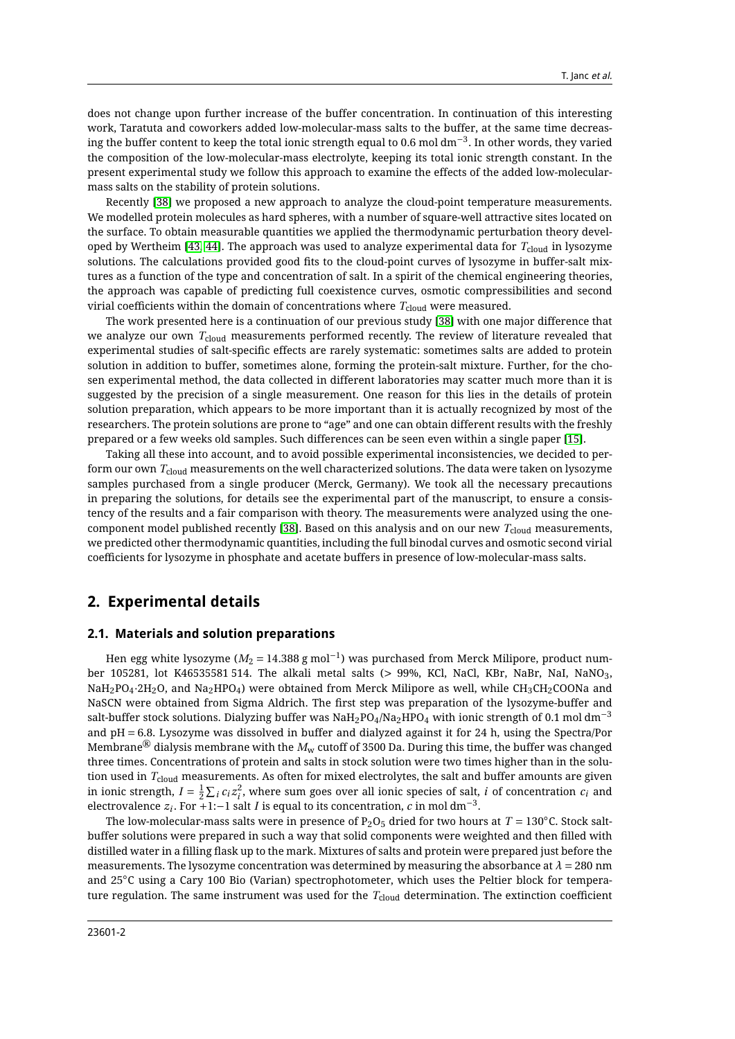does not change upon further increase of the buffer concentration. In continuation of this interesting work, Taratuta and coworkers added low-molecular-mass salts to the buffer, at the same time decreasing the buffer content to keep the total ionic strength equal to 0.6 mol dm$^{-3}$. In other words, they varied the composition of the low-molecular-mass electrolyte, keeping its total ionic strength constant. In the present experimental study we follow this approach to examine the effects of the added low-molecular-mass salts on the stability of protein solutions.

Recently [38] we proposed a new approach to analyze the cloud-point temperature measurements. We modelled protein molecules as hard spheres, with a number of square-well attractive sites located on the surface. To obtain measurable quantities we applied the thermodynamic perturbation theory developed by Wertheim [43, 44]. The approach was used to analyze experimental data for $T_{\text{cloud}}$ in lysozyme solutions. The calculations provided good fits to the cloud-point curves of lysozyme in buffer-salt mixtures as a function of the type and concentration of salt. In a spirit of the chemical engineering theories, the approach was capable of predicting full coexistence curves, osmotic compressibilities and second virial coefficients within the domain of concentrations where $T_{\text{cloud}}$ were measured.

The work presented here is a continuation of our previous study [38] with one major difference that we analyze our own $T_{\text{cloud}}$ measurements performed recently. The review of literature revealed that experimental studies of salt-specific effects are rarely systematic: sometimes salts are added to protein solution in addition to buffer, sometimes alone, forming the protein-salt mixture. Further, for the chosen experimental method, the data collected in different laboratories may scatter much more than it is suggested by the precision of a single measurement. One reason for this lies in the details of protein solution preparation, which appears to be more important than it is actually recognized by most of the researchers. The protein solutions are prone to "age" and one can obtain different results with the freshly prepared or a few weeks old samples. Such differences can be seen even within a single paper [15].

Taking all these into account, and to avoid possible experimental inconsistencies, we decided to perform our own $T_{\text{cloud}}$ measurements on the well characterized solutions. The data were taken on lysozyme samples purchased from a single producer (Merck, Germany). We took all the necessary precautions in preparing the solutions, for details see the experimental part of the manuscript, to ensure a consistency of the results and a fair comparison with theory. The measurements were analyzed using the one-component model published recently [38]. Based on this analysis and on our new $T_{\text{cloud}}$ measurements, we predicted other thermodynamic quantities, including the full binodal curves and osmotic second virial coefficients for lysozyme in phosphate and acetate buffers in presence of low-molecular-mass salts.

## 2. Experimental details

### 2.1. Materials and solution preparations

Hen egg white lysozyme ($M_2$ = 14.388 g mol$^{-1}$) was purchased from Merck Milipore, product number 105281, lot K46535581 514. The alkali metal salts (> 99%, KCl, NaCl, KBr, NaBr, NaI, $NaNO_3$, $NaH_2PO_4{\cdot}2H_2O$, and $Na_2HPO_4$) were obtained from Merck Milipore as well, while $CH_3CH_2COONa$ and NaSCN were obtained from Sigma Aldrich. The first step was preparation of the lysozyme-buffer and salt-buffer stock solutions. Dialyzing buffer was $NaH_2PO_4/Na_2HPO_4$ with ionic strength of 0.1 mol dm$^{-3}$ and pH = 6.8. Lysozyme was dissolved in buffer and dialyzed against it for 24 h, using the Spectra/Por Membrane® dialysis membrane with the $M_w$ cutoff of 3500 Da. During this time, the buffer was changed three times. Concentrations of protein and salts in stock solution were two times higher than in the solution used in $T_{\text{cloud}}$ measurements. As often for mixed electrolytes, the salt and buffer amounts are given in ionic strength, $I = \frac{1}{2}\sum_i c_i z_i^2$, where sum goes over all ionic species of salt, $i$ of concentration $c_i$ and electrovalence $z_i$. For +1:−1 salt $I$ is equal to its concentration, $c$ in mol dm$^{-3}$.

The low-molecular-mass salts were in presence of $P_2O_5$ dried for two hours at $T$ = 130°C. Stock salt-buffer solutions were prepared in such a way that solid components were weighted and then filled with distilled water in a filling flask up to the mark. Mixtures of salts and protein were prepared just before the measurements. The lysozyme concentration was determined by measuring the absorbance at $\lambda$ = 280 nm and 25°C using a Cary 100 Bio (Varian) spectrophotometer, which uses the Peltier block for temperature regulation. The same instrument was used for the $T_{\text{cloud}}$ determination. The extinction coefficient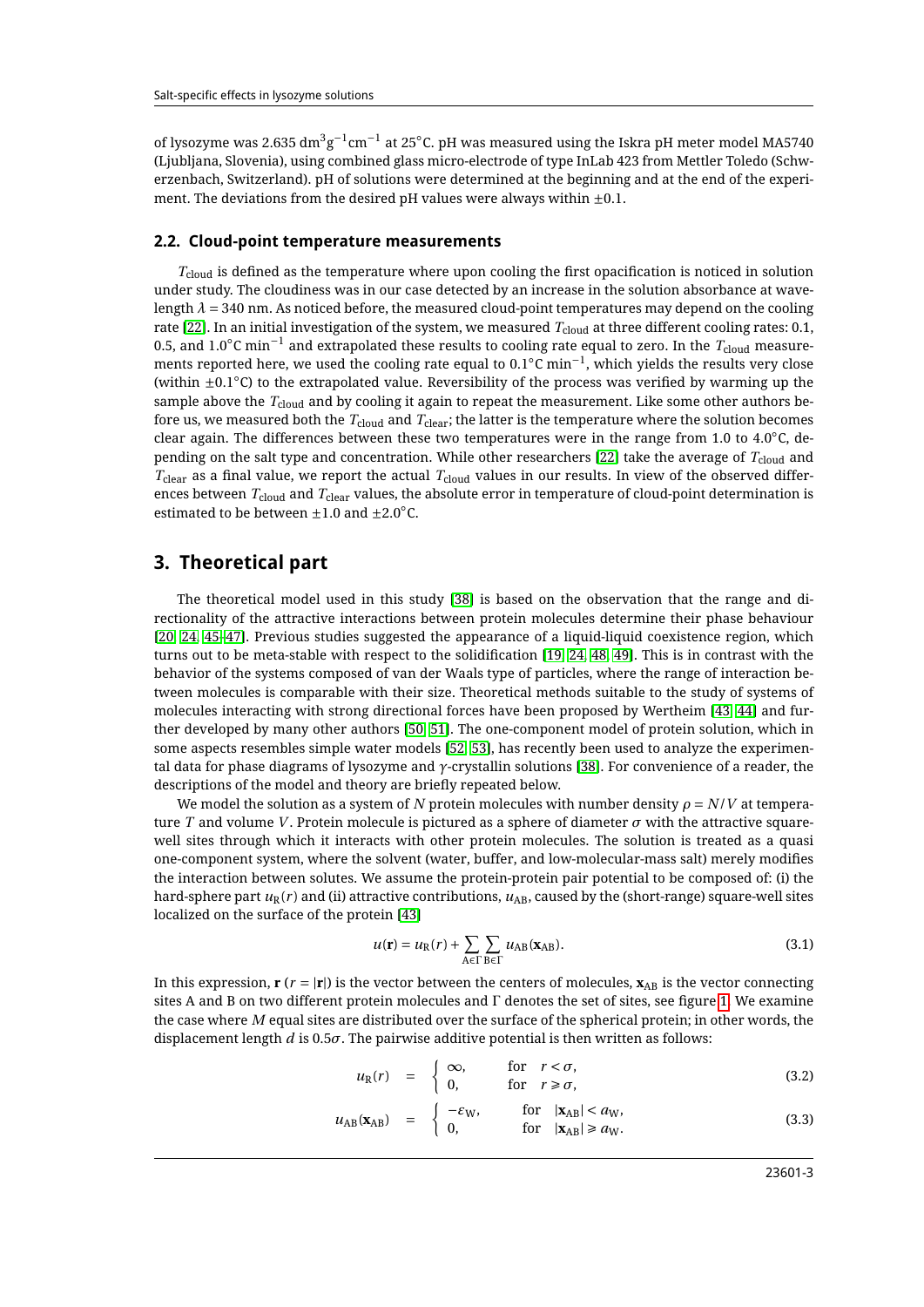of lysozyme was 2.635 $dm^3 g^{-1} cm^{-1}$ at 25°C. pH was measured using the Iskra pH meter model MA5740 (Ljubljana, Slovenia), using combined glass micro-electrode of type InLab 423 from Mettler Toledo (Schwerzenbach, Switzerland). pH of solutions were determined at the beginning and at the end of the experiment. The deviations from the desired pH values were always within ±0.1.

### 2.2. Cloud-point temperature measurements

$T_{\text{cloud}}$ is defined as the temperature where upon cooling the first opacification is noticed in solution under study. The cloudiness was in our case detected by an increase in the solution absorbance at wavelength $\lambda = 340$ nm. As noticed before, the measured cloud-point temperatures may depend on the cooling rate [22]. In an initial investigation of the system, we measured $T_{\text{cloud}}$ at three different cooling rates: 0.1, 0.5, and 1.0°C $\text{min}^{-1}$ and extrapolated these results to cooling rate equal to zero. In the $T_{\text{cloud}}$ measurements reported here, we used the cooling rate equal to 0.1°C $\text{min}^{-1}$, which yields the results very close (within ±0.1°C) to the extrapolated value. Reversibility of the process was verified by warming up the sample above the $T_{\text{cloud}}$ and by cooling it again to repeat the measurement. Like some other authors before us, we measured both the $T_{\text{cloud}}$ and $T_{\text{clear}}$; the latter is the temperature where the solution becomes clear again. The differences between these two temperatures were in the range from 1.0 to 4.0°C, depending on the salt type and concentration. While other researchers [22] take the average of $T_{\text{cloud}}$ and $T_{\text{clear}}$ as a final value, we report the actual $T_{\text{cloud}}$ values in our results. In view of the observed differences between $T_{\text{cloud}}$ and $T_{\text{clear}}$ values, the absolute error in temperature of cloud-point determination is estimated to be between ±1.0 and ±2.0°C.

## 3. Theoretical part

The theoretical model used in this study [38] is based on the observation that the range and directionality of the attractive interactions between protein molecules determine their phase behaviour [20, 24, 45–47]. Previous studies suggested the appearance of a liquid-liquid coexistence region, which turns out to be meta-stable with respect to the solidification [19, 24, 48, 49]. This is in contrast with the behavior of the systems composed of van der Waals type of particles, where the range of interaction between molecules is comparable with their size. Theoretical methods suitable to the study of systems of molecules interacting with strong directional forces have been proposed by Wertheim [43, 44] and further developed by many other authors [50, 51]. The one-component model of protein solution, which in some aspects resembles simple water models [52, 53], has recently been used to analyze the experimental data for phase diagrams of lysozyme and $\gamma$-crystallin solutions [38]. For convenience of a reader, the descriptions of the model and theory are briefly repeated below.

We model the solution as a system of $N$ protein molecules with number density $\rho = N/V$ at temperature $T$ and volume $V$. Protein molecule is pictured as a sphere of diameter $\sigma$ with the attractive square-well sites through which it interacts with other protein molecules. The solution is treated as a quasi one-component system, where the solvent (water, buffer, and low-molecular-mass salt) merely modifies the interaction between solutes. We assume the protein-protein pair potential to be composed of: (i) the hard-sphere part $u_{\text{R}}(r)$ and (ii) attractive contributions, $u_{\text{AB}}$, caused by the (short-range) square-well sites localized on the surface of the protein [43]

$$u(\mathbf{r}) = u_{\text{R}}(r) + \sum_{\text{A}\in\Gamma}\sum_{\text{B}\in\Gamma} u_{\text{AB}}(\mathbf{x}_{\text{AB}}). \tag{3.1}$$

In this expression, $\mathbf{r}$ ($r = |\mathbf{r}|$) is the vector between the centers of molecules, $\mathbf{x}_{\text{AB}}$ is the vector connecting sites A and B on two different protein molecules and $\Gamma$ denotes the set of sites, see figure 1. We examine the case where $M$ equal sites are distributed over the surface of the spherical protein; in other words, the displacement length $d$ is $0.5\sigma$. The pairwise additive potential is then written as follows:

$$u_{\text{R}}(r) = \begin{cases} \infty, & \text{for} \quad r < \sigma, \\ 0, & \text{for} \quad r \geqslant \sigma, \end{cases} \tag{3.2}$$

$$u_{\text{AB}}(\mathbf{x}_{\text{AB}}) = \begin{cases} -\varepsilon_{\text{W}}, & \text{for} \quad |\mathbf{x}_{\text{AB}}| < a_{\text{W}}, \\ 0, & \text{for} \quad |\mathbf{x}_{\text{AB}}| \geqslant a_{\text{W}}. \end{cases} \tag{3.3}$$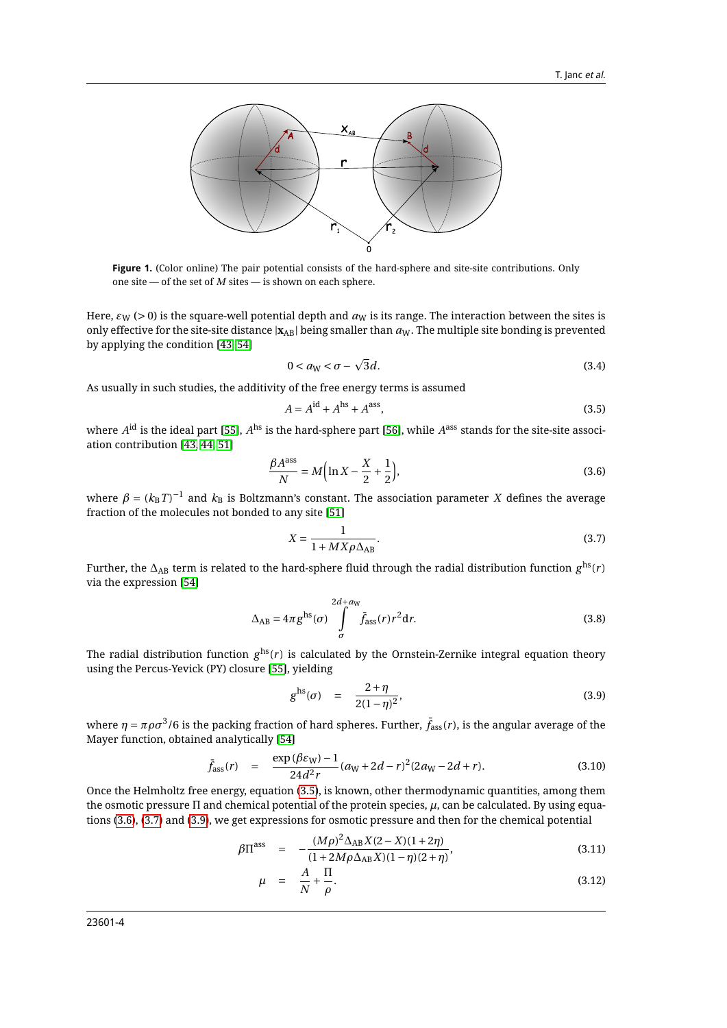**Figure 1.** (Color online) The pair potential consists of the hard-sphere and site-site contributions. Only one site — of the set of $M$ sites — is shown on each sphere.

Here, $\varepsilon_{\mathrm{W}}$ (> 0) is the square-well potential depth and $a_{\mathrm{W}}$ is its range. The interaction between the sites is only effective for the site-site distance $|\mathbf{x}_{\mathrm{AB}}|$ being smaller than $a_{\mathrm{W}}$. The multiple site bonding is prevented by applying the condition [43, 54]

$$0 < a_{\mathrm{W}} < \sigma - \sqrt{3}d. \tag{3.4}$$

As usually in such studies, the additivity of the free energy terms is assumed

$$A = A^{\mathrm{id}} + A^{\mathrm{hs}} + A^{\mathrm{ass}}, \tag{3.5}$$

where $A^{\mathrm{id}}$ is the ideal part [55], $A^{\mathrm{hs}}$ is the hard-sphere part [56], while $A^{\mathrm{ass}}$ stands for the site-site association contribution [43, 44, 51]

$$\frac{\beta A^{\mathrm{ass}}}{N} = M\left(\ln X - \frac{X}{2} + \frac{1}{2}\right), \tag{3.6}$$

where $\beta = (k_{\mathrm{B}}T)^{-1}$ and $k_{\mathrm{B}}$ is Boltzmann's constant. The association parameter $X$ defines the average fraction of the molecules not bonded to any site [51]

$$X = \frac{1}{1 + MX\rho\Delta_{\mathrm{AB}}}. \tag{3.7}$$

Further, the $\Delta_{\mathrm{AB}}$ term is related to the hard-sphere fluid through the radial distribution function $g^{\mathrm{hs}}(r)$ via the expression [54]

$$\Delta_{\mathrm{AB}} = 4\pi g^{\mathrm{hs}}(\sigma) \int\limits_{\sigma}^{2d+a_{\mathrm{W}}} \bar{f}_{\mathrm{ass}}(r) r^2 \mathrm{d}r. \tag{3.8}$$

The radial distribution function $g^{\mathrm{hs}}(r)$ is calculated by the Ornstein-Zernike integral equation theory using the Percus-Yevick (PY) closure [55], yielding

$$g^{\mathrm{hs}}(\sigma) = \frac{2+\eta}{2(1-\eta)^2}, \tag{3.9}$$

where $\eta = \pi\rho\sigma^3/6$ is the packing fraction of hard spheres. Further, $\bar{f}_{\mathrm{ass}}(r)$, is the angular average of the Mayer function, obtained analytically [54]

$$\bar{f}_{\mathrm{ass}}(r) = \frac{\exp(\beta\varepsilon_{\mathrm{W}}) - 1}{24d^2 r}(a_{\mathrm{W}} + 2d - r)^2(2a_{\mathrm{W}} - 2d + r). \tag{3.10}$$

Once the Helmholtz free energy, equation (3.5), is known, other thermodynamic quantities, among them the osmotic pressure $\Pi$ and chemical potential of the protein species, $\mu$, can be calculated. By using equations (3.6), (3.7) and (3.9), we get expressions for osmotic pressure and then for the chemical potential

$$\beta\Pi^{\mathrm{ass}} = -\frac{(M\rho)^2\Delta_{\mathrm{AB}}X(2-X)(1+2\eta)}{(1+2M\rho\Delta_{\mathrm{AB}}X)(1-\eta)(2+\eta)}, \tag{3.11}$$

$$\mu = \frac{A}{N} + \frac{\Pi}{\rho}. \tag{3.12}$$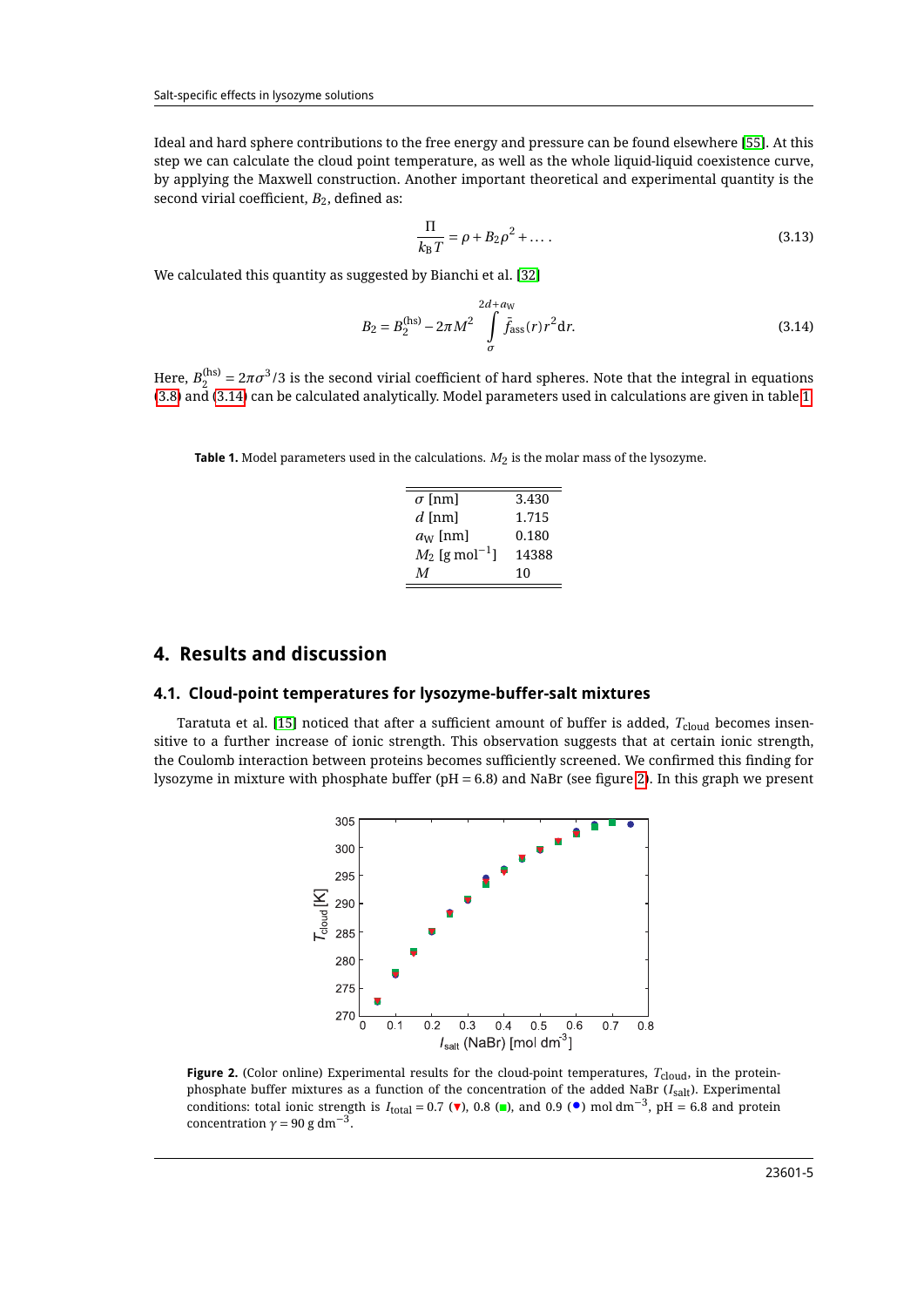Ideal and hard sphere contributions to the free energy and pressure can be found elsewhere [55]. At this step we can calculate the cloud point temperature, as well as the whole liquid-liquid coexistence curve, by applying the Maxwell construction. Another important theoretical and experimental quantity is the second virial coefficient, $B_2$, defined as:

$$\frac{\Pi}{k_{\mathrm{B}}T} = \rho + B_2\rho^2 + \dots . \tag{3.13}$$

We calculated this quantity as suggested by Bianchi et al. [32]

$$B_2 = B_2^{(\mathrm{hs})} - 2\pi M^2 \int_{\sigma}^{2d+a_{\mathrm{W}}} \bar{f}_{\mathrm{ass}}(r) r^2 \mathrm{d}r. \tag{3.14}$$

Here, $B_2^{(\mathrm{hs})} = 2\pi\sigma^3/3$ is the second virial coefficient of hard spheres. Note that the integral in equations (3.8) and (3.14) can be calculated analytically. Model parameters used in calculations are given in table 1.

**Table 1.** Model parameters used in the calculations. $M_2$ is the molar mass of the lysozyme.

| | |
|---|---|
| $\sigma$ [nm] | 3.430 |
| $d$ [nm] | 1.715 |
| $a_{\mathrm{W}}$ [nm] | 0.180 |
| $M_2$ [g mol$^{-1}$] | 14388 |
| $M$ | 10 |

## 4. Results and discussion

### 4.1. Cloud-point temperatures for lysozyme-buffer-salt mixtures

Taratuta et al. [15] noticed that after a sufficient amount of buffer is added, $T_{\mathrm{cloud}}$ becomes insensitive to a further increase of ionic strength. This observation suggests that at certain ionic strength, the Coulomb interaction between proteins becomes sufficiently screened. We confirmed this finding for lysozyme in mixture with phosphate buffer (pH = 6.8) and NaBr (see figure 2). In this graph we present

**Figure 2.** (Color online) Experimental results for the cloud-point temperatures, $T_{\mathrm{cloud}}$, in the protein-phosphate buffer mixtures as a function of the concentration of the added NaBr ($I_{\mathrm{salt}}$). Experimental conditions: total ionic strength is $I_{\mathrm{total}} = 0.7$ (▼), 0.8 (■), and 0.9 (●) mol dm$^{-3}$, pH = 6.8 and protein concentration $\gamma = 90$ g dm$^{-3}$.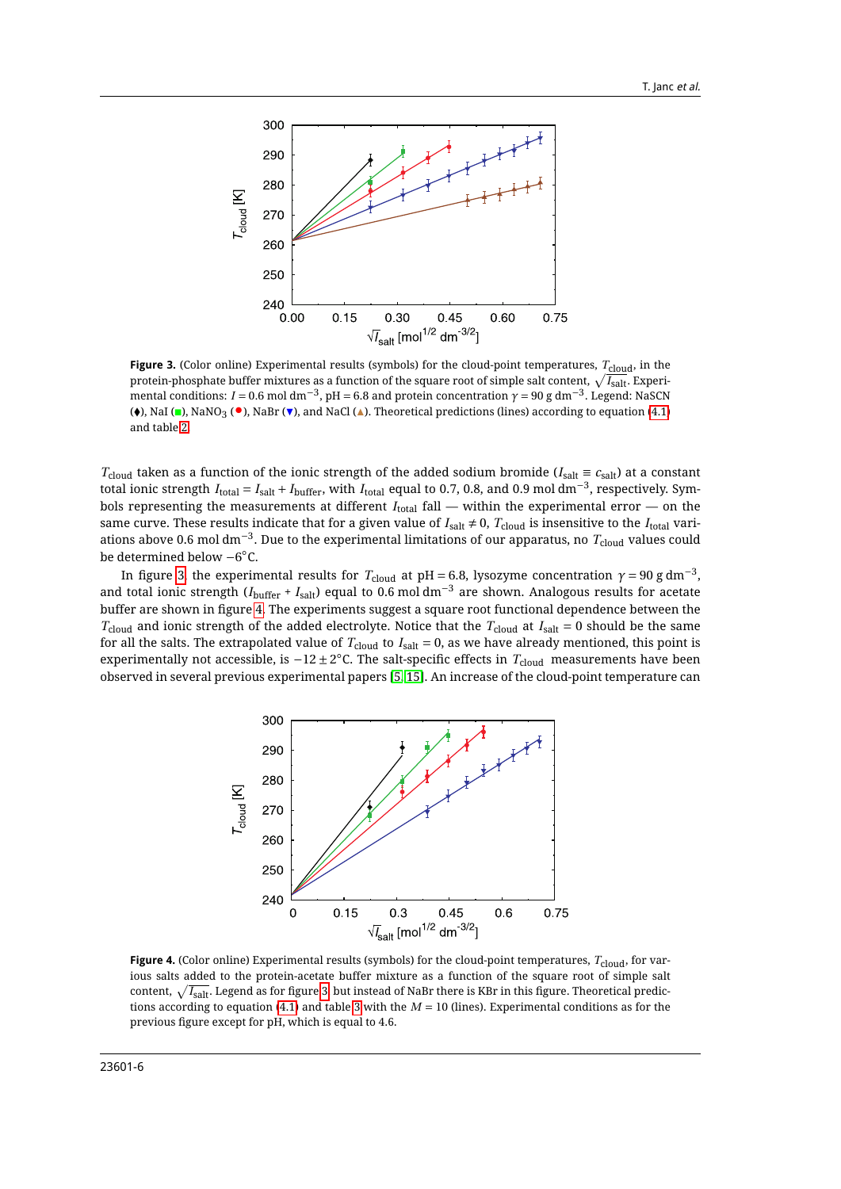**Figure 3.** (Color online) Experimental results (symbols) for the cloud-point temperatures, $T_{\mathrm{cloud}}$, in the protein-phosphate buffer mixtures as a function of the square root of simple salt content, $\sqrt{I_{\mathrm{salt}}}$. Experimental conditions: $I = 0.6$ mol dm$^{-3}$, pH = 6.8 and protein concentration $\gamma = 90$ g dm$^{-3}$. Legend: NaSCN (⧫), NaI (■), $NaNO_3$ (●), NaBr (▼), and NaCl (▲). Theoretical predictions (lines) according to equation (4.1) and table 2.

$T_{\mathrm{cloud}}$ taken as a function of the ionic strength of the added sodium bromide ($I_{\mathrm{salt}} \equiv c_{\mathrm{salt}}$) at a constant total ionic strength $I_{\mathrm{total}} = I_{\mathrm{salt}} + I_{\mathrm{buffer}}$, with $I_{\mathrm{total}}$ equal to 0.7, 0.8, and 0.9 mol dm$^{-3}$, respectively. Symbols representing the measurements at different $I_{\mathrm{total}}$ fall — within the experimental error — on the same curve. These results indicate that for a given value of $I_{\mathrm{salt}} \neq 0$, $T_{\mathrm{cloud}}$ is insensitive to the $I_{\mathrm{total}}$ variations above 0.6 mol dm$^{-3}$. Due to the experimental limitations of our apparatus, no $T_{\mathrm{cloud}}$ values could be determined below $-6$°C.

In figure 3 the experimental results for $T_{\mathrm{cloud}}$ at pH = 6.8, lysozyme concentration $\gamma = 90$ g dm$^{-3}$, and total ionic strength ($I_{\mathrm{buffer}} + I_{\mathrm{salt}}$) equal to 0.6 mol dm$^{-3}$ are shown. Analogous results for acetate buffer are shown in figure 4. The experiments suggest a square root functional dependence between the $T_{\mathrm{cloud}}$ and ionic strength of the added electrolyte. Notice that the $T_{\mathrm{cloud}}$ at $I_{\mathrm{salt}} = 0$ should be the same for all the salts. The extrapolated value of $T_{\mathrm{cloud}}$ to $I_{\mathrm{salt}} = 0$, as we have already mentioned, this point is experimentally not accessible, is $-12 \pm 2$°C. The salt-specific effects in $T_{\mathrm{cloud}}$ measurements have been observed in several previous experimental papers [5, 15]. An increase of the cloud-point temperature can

**Figure 4.** (Color online) Experimental results (symbols) for the cloud-point temperatures, $T_{\mathrm{cloud}}$, for various salts added to the protein-acetate buffer mixture as a function of the square root of simple salt content, $\sqrt{I_{\mathrm{salt}}}$. Legend as for figure 3 but instead of NaBr there is KBr in this figure. Theoretical predictions according to equation (4.1) and table 3 with the $M = 10$ (lines). Experimental conditions as for the previous figure except for pH, which is equal to 4.6.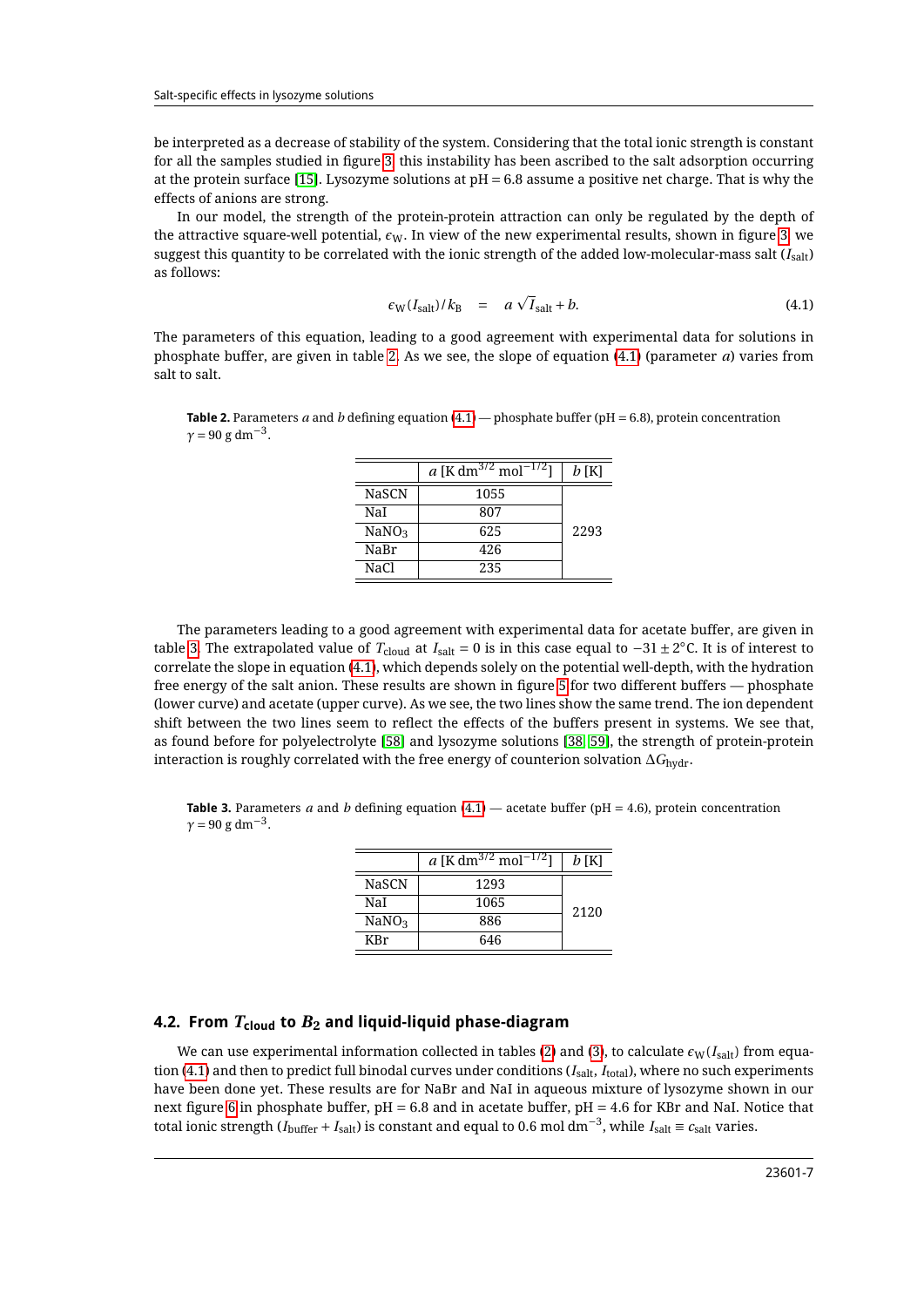be interpreted as a decrease of stability of the system. Considering that the total ionic strength is constant for all the samples studied in figure 3, this instability has been ascribed to the salt adsorption occurring at the protein surface [15]. Lysozyme solutions at pH = 6.8 assume a positive net charge. That is why the effects of anions are strong.

In our model, the strength of the protein-protein attraction can only be regulated by the depth of the attractive square-well potential, $\epsilon_W$. In view of the new experimental results, shown in figure 3, we suggest this quantity to be correlated with the ionic strength of the added low-molecular-mass salt ($I_{salt}$) as follows:

$$\epsilon_W(I_{salt})/k_B \quad = \quad a\sqrt{I_{salt}} + b. \tag{4.1}$$

The parameters of this equation, leading to a good agreement with experimental data for solutions in phosphate buffer, are given in table 2. As we see, the slope of equation (4.1) (parameter $a$) varies from salt to salt.

**Table 2.** Parameters $a$ and $b$ defining equation (4.1) — phosphate buffer (pH = 6.8), protein concentration $\gamma = 90$ g dm$^{-3}$.

| | $a$ [K dm$^{3/2}$ mol$^{-1/2}$] | $b$ [K] |
|---|---|---|
| NaSCN | 1055 | |
| NaI | 807 | |
| $NaNO_3$ | 625 | 2293 |
| NaBr | 426 | |
| NaCl | 235 | |

The parameters leading to a good agreement with experimental data for acetate buffer, are given in table 3. The extrapolated value of $T_{cloud}$ at $I_{salt} = 0$ is in this case equal to $-31 \pm 2$°C. It is of interest to correlate the slope in equation (4.1), which depends solely on the potential well-depth, with the hydration free energy of the salt anion. These results are shown in figure 5 for two different buffers — phosphate (lower curve) and acetate (upper curve). As we see, the two lines show the same trend. The ion dependent shift between the two lines seem to reflect the effects of the buffers present in systems. We see that, as found before for polyelectrolyte [58] and lysozyme solutions [38, 59], the strength of protein-protein interaction is roughly correlated with the free energy of counterion solvation $\Delta G_{hydr}$.

**Table 3.** Parameters $a$ and $b$ defining equation (4.1) — acetate buffer (pH = 4.6), protein concentration $\gamma = 90$ g dm$^{-3}$.

| | $a$ [K dm$^{3/2}$ mol$^{-1/2}$] | $b$ [K] |
|---|---|---|
| NaSCN | 1293 | |
| NaI | 1065 | 2120 |
| $NaNO_3$ | 886 | |
| KBr | 646 | |

## 4.2. From $T_{cloud}$ to $B_2$ and liquid-liquid phase-diagram

We can use experimental information collected in tables (2) and (3), to calculate $\epsilon_W(I_{salt})$ from equation (4.1) and then to predict full binodal curves under conditions ($I_{salt}$, $I_{total}$), where no such experiments have been done yet. These results are for NaBr and NaI in aqueous mixture of lysozyme shown in our next figure 6 in phosphate buffer, pH = 6.8 and in acetate buffer, pH = 4.6 for KBr and NaI. Notice that total ionic strength ($I_{buffer} + I_{salt}$) is constant and equal to 0.6 mol dm$^{-3}$, while $I_{salt} \equiv c_{salt}$ varies.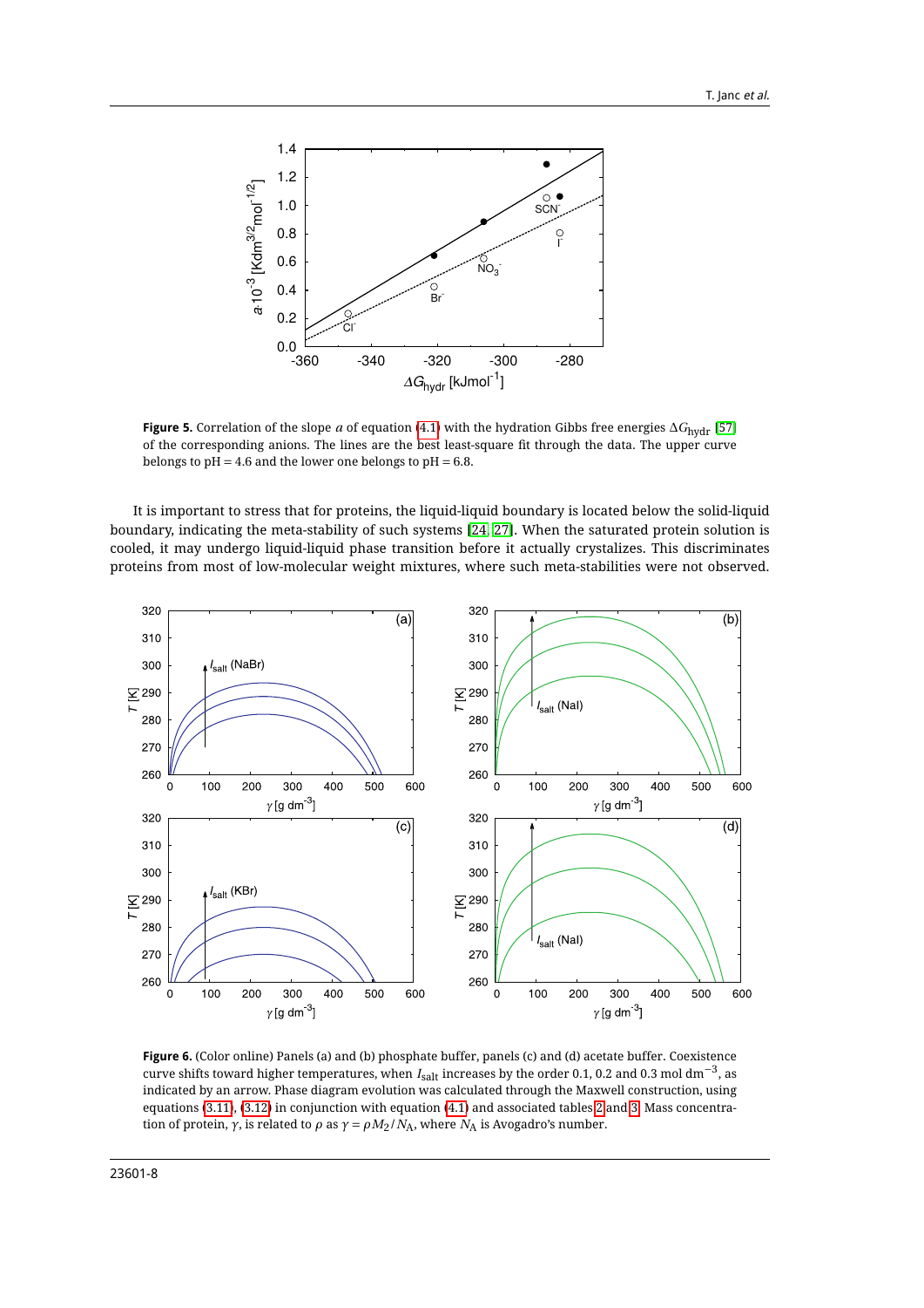**Figure 5.** Correlation of the slope $a$ of equation (4.1) with the hydration Gibbs free energies $\Delta G_{\text{hydr}}$ [57] of the corresponding anions. The lines are the best least-square fit through the data. The upper curve belongs to pH = 4.6 and the lower one belongs to pH = 6.8.

It is important to stress that for proteins, the liquid-liquid boundary is located below the solid-liquid boundary, indicating the meta-stability of such systems [24, 27]. When the saturated protein solution is cooled, it may undergo liquid-liquid phase transition before it actually crystalizes. This discriminates proteins from most of low-molecular weight mixtures, where such meta-stabilities were not observed.

**Figure 6.** (Color online) Panels (a) and (b) phosphate buffer, panels (c) and (d) acetate buffer. Coexistence curve shifts toward higher temperatures, when $I_{\text{salt}}$ increases by the order 0.1, 0.2 and 0.3 mol dm$^{-3}$, as indicated by an arrow. Phase diagram evolution was calculated through the Maxwell construction, using equations (3.11), (3.12) in conjunction with equation (4.1) and associated tables 2 and 3. Mass concentration of protein, $\gamma$, is related to $\rho$ as $\gamma = \rho M_2 / N_{\text{A}}$, where $N_{\text{A}}$ is Avogadro's number.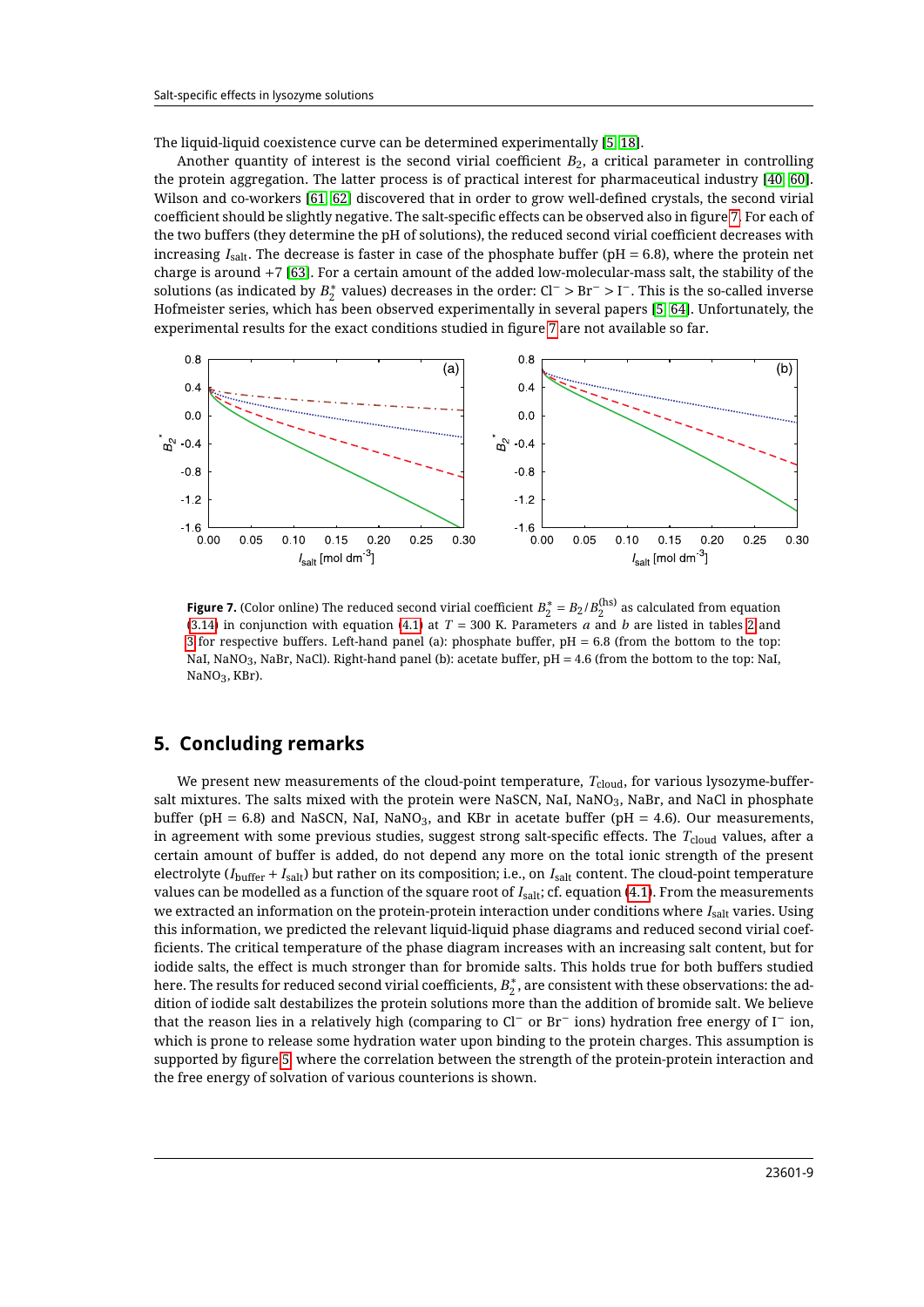The liquid-liquid coexistence curve can be determined experimentally [5, 18].

Another quantity of interest is the second virial coefficient $B_2$, a critical parameter in controlling the protein aggregation. The latter process is of practical interest for pharmaceutical industry [40, 60]. Wilson and co-workers [61, 62] discovered that in order to grow well-defined crystals, the second virial coefficient should be slightly negative. The salt-specific effects can be observed also in figure 7. For each of the two buffers (they determine the pH of solutions), the reduced second virial coefficient decreases with increasing $I_{\text{salt}}$. The decrease is faster in case of the phosphate buffer (pH = 6.8), where the protein net charge is around +7 [63]. For a certain amount of the added low-molecular-mass salt, the stability of the solutions (as indicated by $B_2^*$ values) decreases in the order: $\text{Cl}^- > \text{Br}^- > \text{I}^-$. This is the so-called inverse Hofmeister series, which has been observed experimentally in several papers [5, 64]. Unfortunately, the experimental results for the exact conditions studied in figure 7 are not available so far.

**Figure 7.** (Color online) The reduced second virial coefficient $B_2^* = B_2/B_2^{(\text{hs})}$ as calculated from equation (3.14) in conjunction with equation (4.1) at $T = 300$ K. Parameters $a$ and $b$ are listed in tables 2 and 3 for respective buffers. Left-hand panel (a): phosphate buffer, pH = 6.8 (from the bottom to the top: NaI, $\text{NaNO}_3$, NaBr, NaCl). Right-hand panel (b): acetate buffer, pH = 4.6 (from the bottom to the top: NaI, $\text{NaNO}_3$, KBr).

## 5. Concluding remarks

We present new measurements of the cloud-point temperature, $T_{\text{cloud}}$, for various lysozyme-buffer-salt mixtures. The salts mixed with the protein were NaSCN, NaI, $\text{NaNO}_3$, NaBr, and NaCl in phosphate buffer (pH = 6.8) and NaSCN, NaI, $\text{NaNO}_3$, and KBr in acetate buffer (pH = 4.6). Our measurements, in agreement with some previous studies, suggest strong salt-specific effects. The $T_{\text{cloud}}$ values, after a certain amount of buffer is added, do not depend any more on the total ionic strength of the present electrolyte ($I_{\text{buffer}} + I_{\text{salt}}$) but rather on its composition; i.e., on $I_{\text{salt}}$ content. The cloud-point temperature values can be modelled as a function of the square root of $I_{\text{salt}}$; cf. equation (4.1). From the measurements we extracted an information on the protein-protein interaction under conditions where $I_{\text{salt}}$ varies. Using this information, we predicted the relevant liquid-liquid phase diagrams and reduced second virial coefficients. The critical temperature of the phase diagram increases with an increasing salt content, but for iodide salts, the effect is much stronger than for bromide salts. This holds true for both buffers studied here. The results for reduced second virial coefficients, $B_2^*$, are consistent with these observations: the addition of iodide salt destabilizes the protein solutions more than the addition of bromide salt. We believe that the reason lies in a relatively high (comparing to $\text{Cl}^-$ or $\text{Br}^-$ ions) hydration free energy of $\text{I}^-$ ion, which is prone to release some hydration water upon binding to the protein charges. This assumption is supported by figure 5, where the correlation between the strength of the protein-protein interaction and the free energy of solvation of various counterions is shown.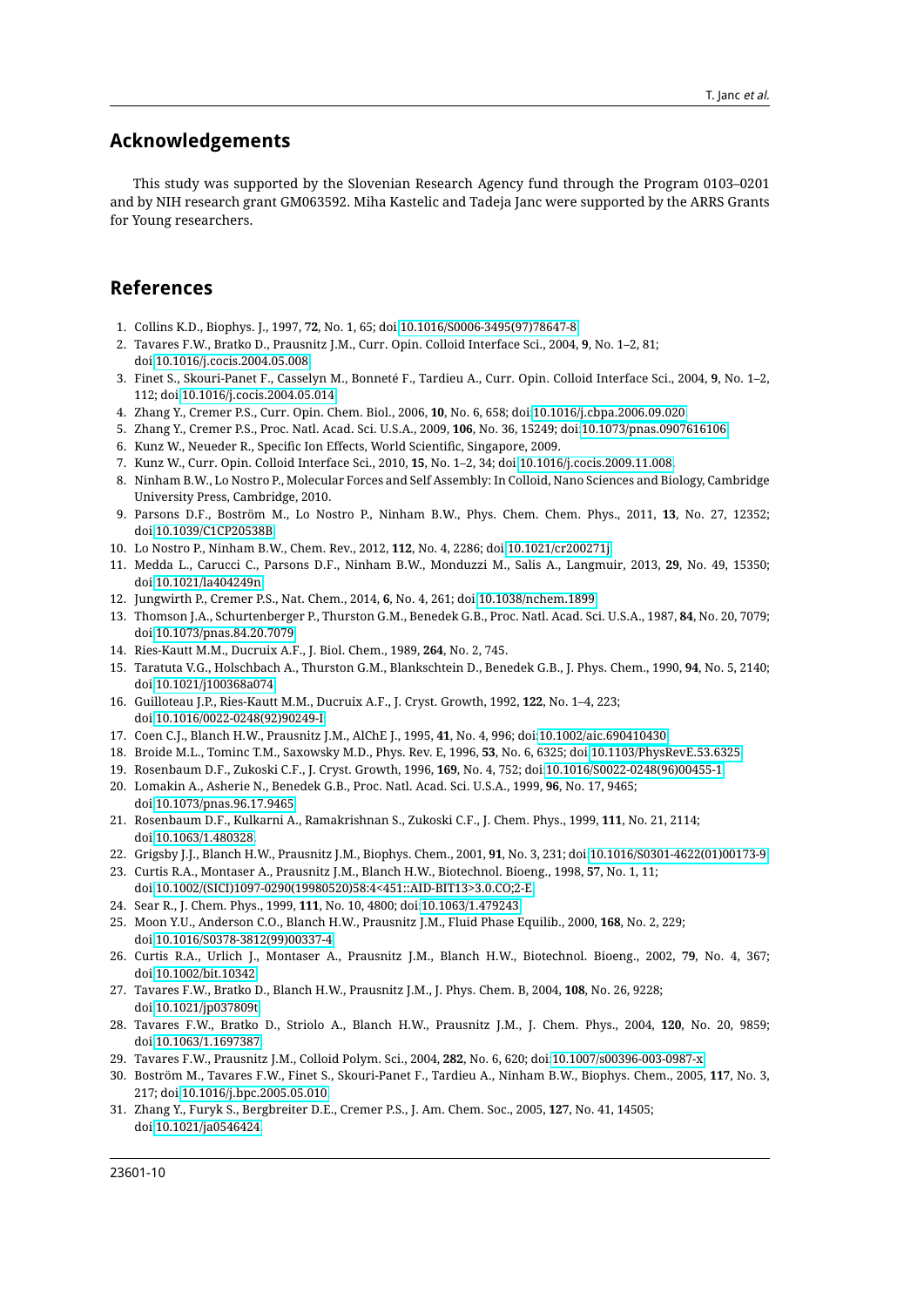## Acknowledgements

This study was supported by the Slovenian Research Agency fund through the Program 0103–0201 and by NIH research grant GM063592. Miha Kastelic and Tadeja Janc were supported by the ARRS Grants for Young researchers.

## References

1. Collins K.D., Biophys. J., 1997, **72**, No. 1, 65; doi:10.1016/S0006-3495(97)78647-8.
2. Tavares F.W., Bratko D., Prausnitz J.M., Curr. Opin. Colloid Interface Sci., 2004, **9**, No. 1–2, 81; doi:10.1016/j.cocis.2004.05.008.
3. Finet S., Skouri-Panet F., Casselyn M., Bonneté F., Tardieu A., Curr. Opin. Colloid Interface Sci., 2004, **9**, No. 1–2, 112; doi:10.1016/j.cocis.2004.05.014.
4. Zhang Y., Cremer P.S., Curr. Opin. Chem. Biol., 2006, **10**, No. 6, 658; doi:10.1016/j.cbpa.2006.09.020.
5. Zhang Y., Cremer P.S., Proc. Natl. Acad. Sci. U.S.A., 2009, **106**, No. 36, 15249; doi:10.1073/pnas.0907616106.
6. Kunz W., Neueder R., Specific Ion Effects, World Scientific, Singapore, 2009.
7. Kunz W., Curr. Opin. Colloid Interface Sci., 2010, **15**, No. 1–2, 34; doi:10.1016/j.cocis.2009.11.008.
8. Ninham B.W., Lo Nostro P., Molecular Forces and Self Assembly: In Colloid, Nano Sciences and Biology, Cambridge University Press, Cambridge, 2010.
9. Parsons D.F., Boström M., Lo Nostro P., Ninham B.W., Phys. Chem. Chem. Phys., 2011, **13**, No. 27, 12352; doi:10.1039/C1CP20538B.
10. Lo Nostro P., Ninham B.W., Chem. Rev., 2012, **112**, No. 4, 2286; doi:10.1021/cr200271j.
11. Medda L., Carucci C., Parsons D.F., Ninham B.W., Monduzzi M., Salis A., Langmuir, 2013, **29**, No. 49, 15350; doi:10.1021/la404249n.
12. Jungwirth P., Cremer P.S., Nat. Chem., 2014, **6**, No. 4, 261; doi:10.1038/nchem.1899.
13. Thomson J.A., Schurtenberger P., Thurston G.M., Benedek G.B., Proc. Natl. Acad. Sci. U.S.A., 1987, **84**, No. 20, 7079; doi:10.1073/pnas.84.20.7079.
14. Ries-Kautt M.M., Ducruix A.F., J. Biol. Chem., 1989, **264**, No. 2, 745.
15. Taratuta V.G., Holschbach A., Thurston G.M., Blankschtein D., Benedek G.B., J. Phys. Chem., 1990, **94**, No. 5, 2140; doi:10.1021/j100368a074.
16. Guilloteau J.P., Ries-Kautt M.M., Ducruix A.F., J. Cryst. Growth, 1992, **122**, No. 1–4, 223; doi:10.1016/0022-0248(92)90249-I.
17. Coen C.J., Blanch H.W., Prausnitz J.M., AIChE J., 1995, **41**, No. 4, 996; doi:10.1002/aic.690410430.
18. Broide M.L., Tominc T.M., Saxowsky M.D., Phys. Rev. E, 1996, **53**, No. 6, 6325; doi:10.1103/PhysRevE.53.6325.
19. Rosenbaum D.F., Zukoski C.F., J. Cryst. Growth, 1996, **169**, No. 4, 752; doi:10.1016/S0022-0248(96)00455-1.
20. Lomakin A., Asherie N., Benedek G.B., Proc. Natl. Acad. Sci. U.S.A., 1999, **96**, No. 17, 9465; doi:10.1073/pnas.96.17.9465.
21. Rosenbaum D.F., Kulkarni A., Ramakrishnan S., Zukoski C.F., J. Chem. Phys., 1999, **111**, No. 21, 2114; doi:10.1063/1.480328.
22. Grigsby J.J., Blanch H.W., Prausnitz J.M., Biophys. Chem., 2001, **91**, No. 3, 231; doi:10.1016/S0301-4622(01)00173-9.
23. Curtis R.A., Montaser A., Prausnitz J.M., Blanch H.W., Biotechnol. Bioeng., 1998, **57**, No. 1, 11; doi:10.1002/(SICI)1097-0290(19980520)58:4<451::AID-BIT13>3.0.CO;2-E.
24. Sear R., J. Chem. Phys., 1999, **111**, No. 10, 4800; doi:10.1063/1.479243.
25. Moon Y.U., Anderson C.O., Blanch H.W., Prausnitz J.M., Fluid Phase Equilib., 2000, **168**, No. 2, 229; doi:10.1016/S0378-3812(99)00337-4.
26. Curtis R.A., Urlich J., Montaser A., Prausnitz J.M., Blanch H.W., Biotechnol. Bioeng., 2002, **79**, No. 4, 367; doi:10.1002/bit.10342.
27. Tavares F.W., Bratko D., Blanch H.W., Prausnitz J.M., J. Phys. Chem. B, 2004, **108**, No. 26, 9228; doi:10.1021/jp037809t.
28. Tavares F.W., Bratko D., Striolo A., Blanch H.W., Prausnitz J.M., J. Chem. Phys., 2004, **120**, No. 20, 9859; doi:10.1063/1.1697387.
29. Tavares F.W., Prausnitz J.M., Colloid Polym. Sci., 2004, **282**, No. 6, 620; doi:10.1007/s00396-003-0987-x.
30. Boström M., Tavares F.W., Finet S., Skouri-Panet F., Tardieu A., Ninham B.W., Biophys. Chem., 2005, **117**, No. 3, 217; doi:10.1016/j.bpc.2005.05.010.
31. Zhang Y., Furyk S., Bergbreiter D.E., Cremer P.S., J. Am. Chem. Soc., 2005, **127**, No. 41, 14505; doi:10.1021/ja0546424.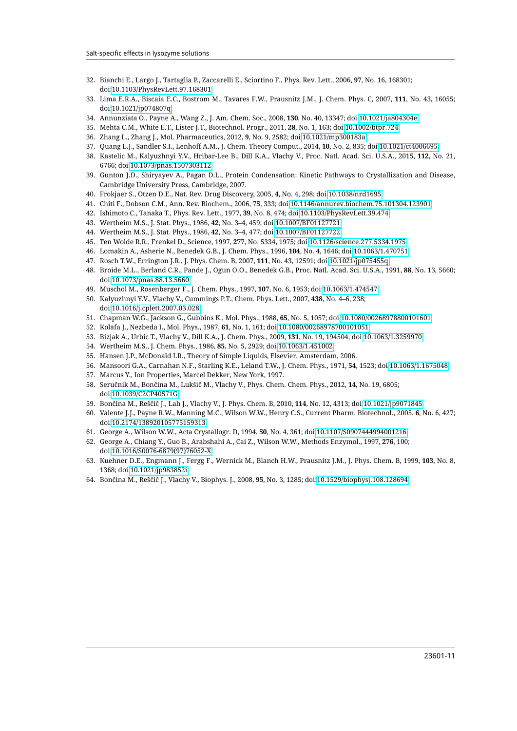32. Bianchi E., Largo J., Tartaglia P., Zaccarelli E., Sciortino F., Phys. Rev. Lett., 2006, **97**, No. 16, 168301; doi:10.1103/PhysRevLett.97.168301
33. Lima E.R.A., Biscaia E.C., Bostrom M., Tavares F.W., Prausnitz J.M., J. Chem. Phys. C, 2007, **111**, No. 43, 16055; doi:10.1021/jp074807q
34. Annunziata O., Payne A., Wang Z., J. Am. Chem. Soc., 2008, **130**, No. 40, 13347; doi:10.1021/ja804304e
35. Mehta C.M., White E.T., Lister J.T., Biotechnol. Progr., 2011, **28**, No. 1, 163; doi:10.1002/btpr.724
36. Zhang L., Zhang J., Mol. Pharmaceutics, 2012, **9**, No. 9, 2582; doi:10.1021/mp300183a
37. Quang L.J., Sandler S.I., Lenhoff A.M., J. Chem. Theory Comput., 2014, **10**, No. 2, 835; doi:10.1021/ct4006695
38. Kastelic M., Kalyuzhnyi Y.V., Hribar-Lee B., Dill K.A., Vlachy V., Proc. Natl. Acad. Sci. U.S.A., 2015, **112**, No. 21, 6766; doi:10.1073/pnas.1507303112
39. Gunton J.D., Shiryayev A., Pagan D.L., Protein Condensation: Kinetic Pathways to Crystallization and Disease, Cambridge University Press, Cambridge, 2007.
40. Frokjaer S., Otzen D.E., Nat. Rev. Drug Discovery, 2005, **4**, No. 4, 298; doi:10.1038/nrd1695
41. Chiti F., Dobson C.M., Ann. Rev. Biochem., 2006, **75**, 333; doi:10.1146/annurev.biochem.75.101304.123901
42. Ishimoto C., Tanaka T., Phys. Rev. Lett., 1977, **39**, No. 8, 474; doi:10.1103/PhysRevLett.39.474
43. Wertheim M.S., J. Stat. Phys., 1986, **42**, No. 3–4, 459; doi:10.1007/BF01127721
44. Wertheim M.S., J. Stat. Phys., 1986, **42**, No. 3–4, 477; doi:10.1007/BF01127722
45. Ten Wolde R.R., Frenkel D., Science, 1997, **277**, No. 5334, 1975; doi:10.1126/science.277.5334.1975
46. Lomakin A., Asherie N., Benedek G.B., J. Chem. Phys., 1996, **104**, No. 4, 1646; doi:10.1063/1.470751
47. Rosch T.W., Errington J.R., J. Phys. Chem. B, 2007, **111**, No. 43, 12591; doi:10.1021/jp075455q
48. Broide M.L., Berland C.R., Pande J., Ogun O.O., Benedek G.B., Proc. Natl. Acad. Sci. U.S.A., 1991, **88**, No. 13, 5660; doi:10.1073/pnas.88.13.5660
49. Muschol M., Rosenberger F., J. Chem. Phys., 1997, **107**, No. 6, 1953; doi:10.1063/1.474547
50. Kalyuzhnyi Y.V., Vlachy V., Cummings P.T., Chem. Phys. Lett., 2007, **438**, No. 4–6, 238; doi:10.1016/j.cplett.2007.03.028
51. Chapman W.G., Jackson G., Gubbins K., Mol. Phys., 1988, **65**, No. 5, 1057; doi:10.1080/00268978800101601
52. Kolafa J., Nezbeda I., Mol. Phys., 1987, **61**, No. 1, 161; doi:10.1080/00268978700101051
53. Bizjak A., Urbic T., Vlachy V., Dill K.A., J. Chem. Phys., 2009, **131**, No. 19, 194504; doi:10.1063/1.3259970
54. Wertheim M.S., J. Chem. Phys., 1986, **85**, No. 5, 2929; doi:10.1063/1.451002
55. Hansen J.P., McDonald I.R., Theory of Simple Liquids, Elsevier, Amsterdam, 2006.
56. Mansoori G.A., Carnahan N.F., Starling K.E., Leland T.W., J. Chem. Phys., 1971, **54**, 1523; doi:10.1063/1.1675048
57. Marcus Y., Ion Properties, Marcel Dekker, New York, 1997.
58. Seručnik M., Bončina M., Lukšič M., Vlachy V., Phys. Chem. Chem. Phys., 2012, **14**, No. 19, 6805; doi:10.1039/C2CP40571G
59. Bončina M., Reščič J., Lah J., Vlachy V., J. Phys. Chem. B, 2010, **114**, No. 12, 4313; doi:10.1021/jp9071845
60. Valente J.J., Payne R.W., Manning M.C., Wilson W.W., Henry C.S., Current Pharm. Biotechnol., 2005, **6**, No. 6, 427; doi:10.2174/138920105775159313
61. George A., Wilson W.W., Acta Crystallogr. D, 1994, **50**, No. 4, 361; doi:10.1107/S0907444994001216
62. George A., Chiang Y., Guo B., Arabshahi A., Cai Z., Wilson W.W., Methods Enzymol., 1997, **276**, 100; doi:10.1016/S0076-6879(97)76052-X
63. Kuehner D.E., Engmann J., Fergg F., Wernick M., Blanch H.W., Prausnitz J.M., J. Phys. Chem. B, 1999, **103**, No. 8, 1368; doi:10.1021/jp983852i
64. Bončina M., Reščič J., Vlachy V., Biophys. J., 2008, **95**, No. 3, 1285; doi:10.1529/biophysj.108.128694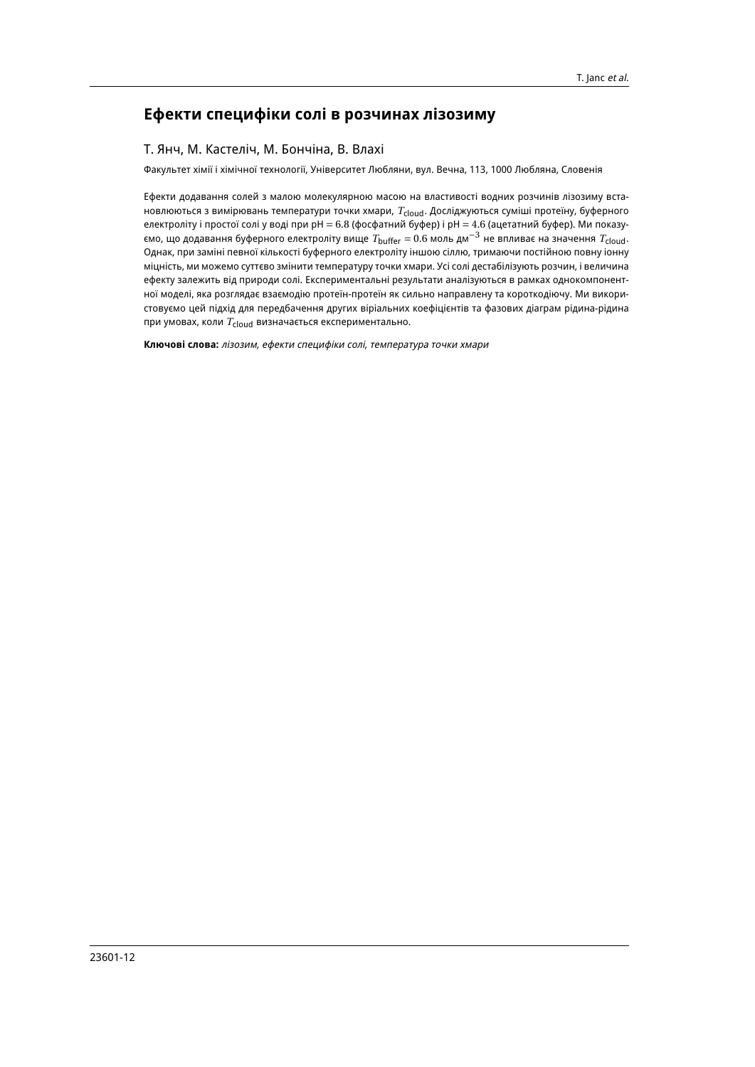# Ефекти специфіки солі в розчинах лізозиму

Т. Янч, М. Кастеліч, М. Бончіна, В. Влахі

Факультет хімії і хімічної технології, Університет Любляни, вул. Вечна, 113, 1000 Любляна, Словенія

Ефекти додавання солей з малою молекулярною масою на властивості водних розчинів лізозиму встановлюються з вимірювань температури точки хмари, $T_{\text{cloud}}$. Досліджуються суміші протеїну, буферного електроліту і простої солі у воді при pH $= 6.8$ (фосфатний буфер) і pH $= 4.6$ (ацетатний буфер). Ми показуємо, що додавання буферного електроліту вище $T_{\text{buffer}} = 0.6$ моль дм$^{-3}$ не впливає на значення $T_{\text{cloud}}$. Однак, при заміні певної кількості буферного електроліту іншою сіллю, тримаючи постійною повну іонну міцність, ми можемо суттєво змінити температуру точки хмари. Усі солі дестабілізують розчин, і величина ефекту залежить від природи солі. Експериментальні результати аналізуються в рамках однокомпонентної моделі, яка розглядає взаємодію протеїн-протеїн як сильно направлену та короткодіючу. Ми використовуємо цей підхід для передбачення других віріальних коефіцієнтів та фазових діаграм рідина-рідина при умовах, коли $T_{\text{cloud}}$ визначається експериментально.

**Ключові слова:** *лізозим, ефекти специфіки солі, температура точки хмари*